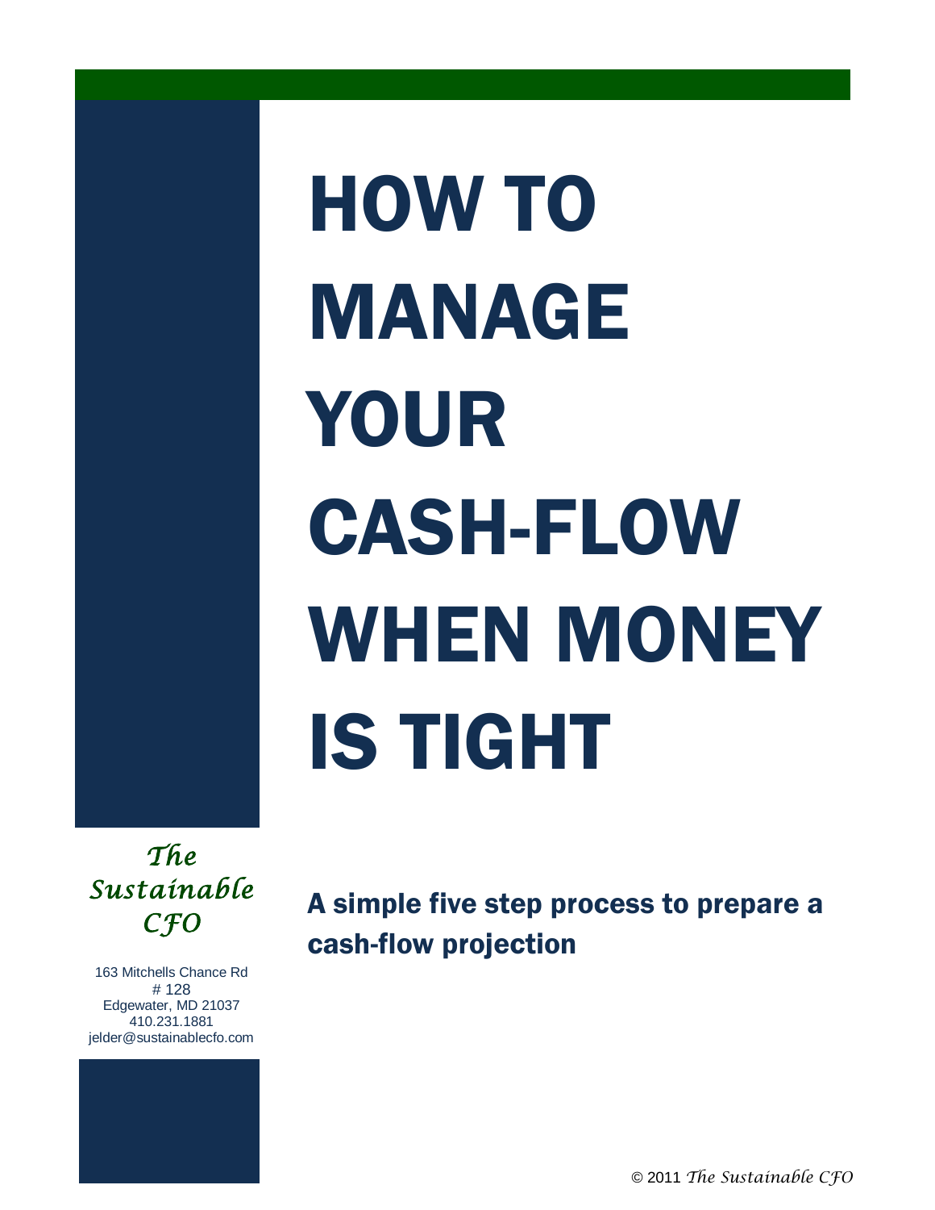# HOW TO MANAGE YOUR CASH-FLOW WHEN MONEY IS TIGHT

*The Sustainable CFO*

163 Mitchells Chance Rd
# 128
Edgewater, MD 21037
410.231.1881
jelder@sustainablecfo.com

## A simple five step process to prepare a cash-flow projection

© 2011 *The Sustainable CFO*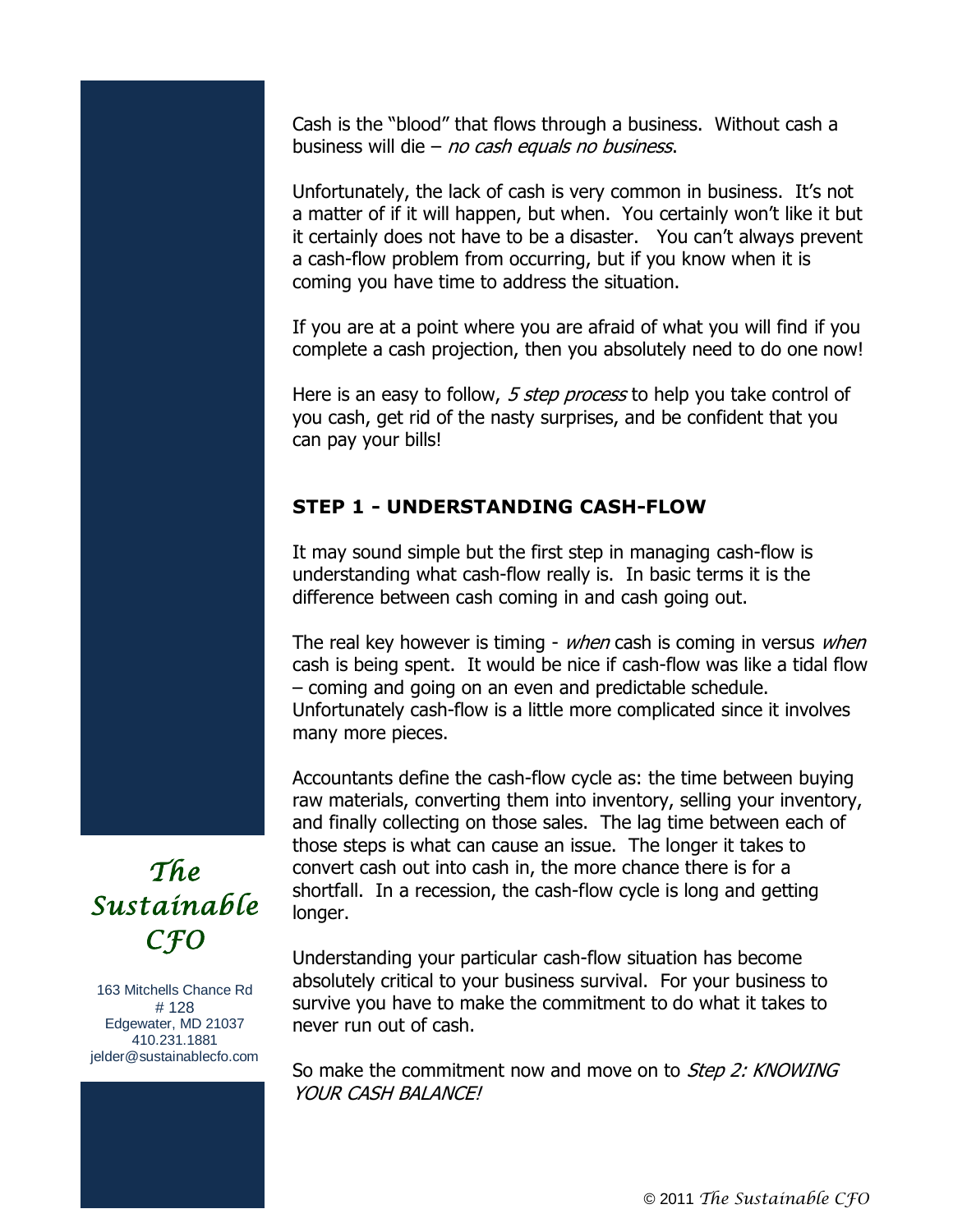Cash is the "blood" that flows through a business. Without cash a business will die – *no cash equals no business*.

Unfortunately, the lack of cash is very common in business. It's not a matter of if it will happen, but when. You certainly won't like it but it certainly does not have to be a disaster. You can't always prevent a cash-flow problem from occurring, but if you know when it is coming you have time to address the situation.

If you are at a point where you are afraid of what you will find if you complete a cash projection, then you absolutely need to do one now!

Here is an easy to follow, *5 step process* to help you take control of you cash, get rid of the nasty surprises, and be confident that you can pay your bills!

## STEP 1 - UNDERSTANDING CASH-FLOW

It may sound simple but the first step in managing cash-flow is understanding what cash-flow really is. In basic terms it is the difference between cash coming in and cash going out.

The real key however is timing - *when* cash is coming in versus *when* cash is being spent. It would be nice if cash-flow was like a tidal flow – coming and going on an even and predictable schedule. Unfortunately cash-flow is a little more complicated since it involves many more pieces.

Accountants define the cash-flow cycle as: the time between buying raw materials, converting them into inventory, selling your inventory, and finally collecting on those sales. The lag time between each of those steps is what can cause an issue. The longer it takes to convert cash out into cash in, the more chance there is for a shortfall. In a recession, the cash-flow cycle is long and getting longer.

Understanding your particular cash-flow situation has become absolutely critical to your business survival. For your business to survive you have to make the commitment to do what it takes to never run out of cash.

So make the commitment now and move on to *Step 2: KNOWING YOUR CASH BALANCE!*

*The Sustainable CFO*

163 Mitchells Chance Rd
# 128
Edgewater, MD 21037
410.231.1881
jelder@sustainablecfo.com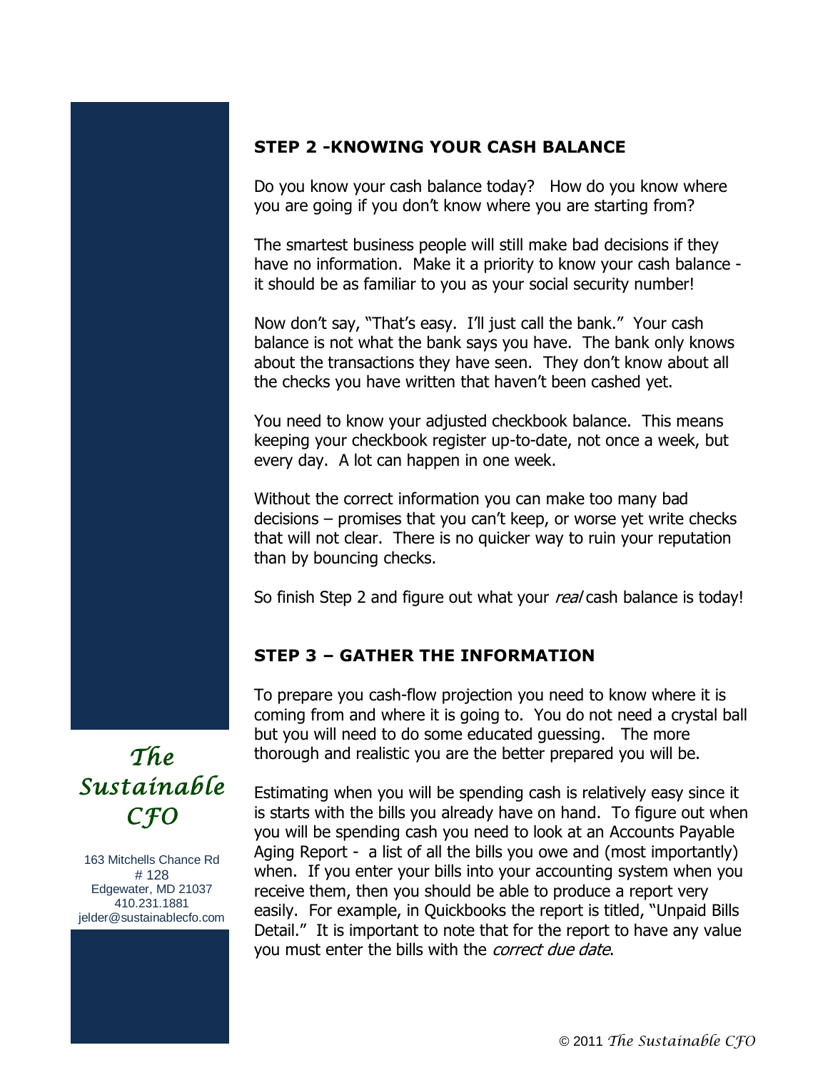## STEP 2 -KNOWING YOUR CASH BALANCE

Do you know your cash balance today? How do you know where you are going if you don't know where you are starting from?

The smartest business people will still make bad decisions if they have no information. Make it a priority to know your cash balance - it should be as familiar to you as your social security number!

Now don't say, "That's easy. I'll just call the bank." Your cash balance is not what the bank says you have. The bank only knows about the transactions they have seen. They don't know about all the checks you have written that haven't been cashed yet.

You need to know your adjusted checkbook balance. This means keeping your checkbook register up-to-date, not once a week, but every day. A lot can happen in one week.

Without the correct information you can make too many bad decisions – promises that you can't keep, or worse yet write checks that will not clear. There is no quicker way to ruin your reputation than by bouncing checks.

So finish Step 2 and figure out what your *real* cash balance is today!

## STEP 3 – GATHER THE INFORMATION

To prepare you cash-flow projection you need to know where it is coming from and where it is going to. You do not need a crystal ball but you will need to do some educated guessing. The more thorough and realistic you are the better prepared you will be.

Estimating when you will be spending cash is relatively easy since it is starts with the bills you already have on hand. To figure out when you will be spending cash you need to look at an Accounts Payable Aging Report - a list of all the bills you owe and (most importantly) when. If you enter your bills into your accounting system when you receive them, then you should be able to produce a report very easily. For example, in Quickbooks the report is titled, "Unpaid Bills Detail." It is important to note that for the report to have any value you must enter the bills with the *correct due date*.

*The Sustainable CFO*

163 Mitchells Chance Rd
# 128
Edgewater, MD 21037
410.231.1881
jelder@sustainablecfo.com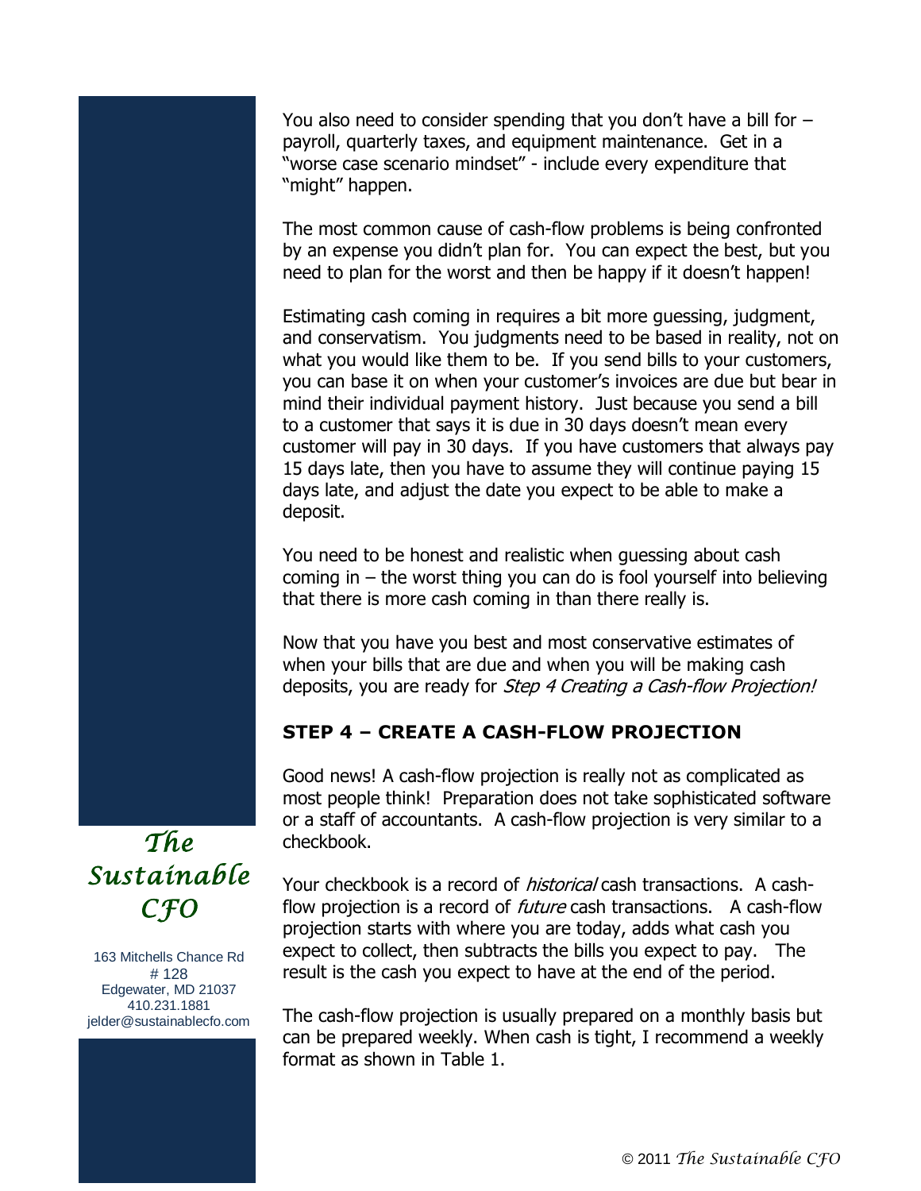You also need to consider spending that you don't have a bill for – payroll, quarterly taxes, and equipment maintenance. Get in a "worse case scenario mindset" - include every expenditure that "might" happen.

The most common cause of cash-flow problems is being confronted by an expense you didn't plan for. You can expect the best, but you need to plan for the worst and then be happy if it doesn't happen!

Estimating cash coming in requires a bit more guessing, judgment, and conservatism. You judgments need to be based in reality, not on what you would like them to be. If you send bills to your customers, you can base it on when your customer's invoices are due but bear in mind their individual payment history. Just because you send a bill to a customer that says it is due in 30 days doesn't mean every customer will pay in 30 days. If you have customers that always pay 15 days late, then you have to assume they will continue paying 15 days late, and adjust the date you expect to be able to make a deposit.

You need to be honest and realistic when guessing about cash coming in – the worst thing you can do is fool yourself into believing that there is more cash coming in than there really is.

Now that you have you best and most conservative estimates of when your bills that are due and when you will be making cash deposits, you are ready for *Step 4 Creating a Cash-flow Projection!*

## STEP 4 – CREATE A CASH-FLOW PROJECTION

Good news! A cash-flow projection is really not as complicated as most people think! Preparation does not take sophisticated software or a staff of accountants. A cash-flow projection is very similar to a checkbook.

Your checkbook is a record of *historical* cash transactions. A cash-flow projection is a record of *future* cash transactions. A cash-flow projection starts with where you are today, adds what cash you expect to collect, then subtracts the bills you expect to pay. The result is the cash you expect to have at the end of the period.

The cash-flow projection is usually prepared on a monthly basis but can be prepared weekly. When cash is tight, I recommend a weekly format as shown in Table 1.

*The Sustainable CFO*

163 Mitchells Chance Rd
# 128
Edgewater, MD 21037
410.231.1881
jelder@sustainablecfo.com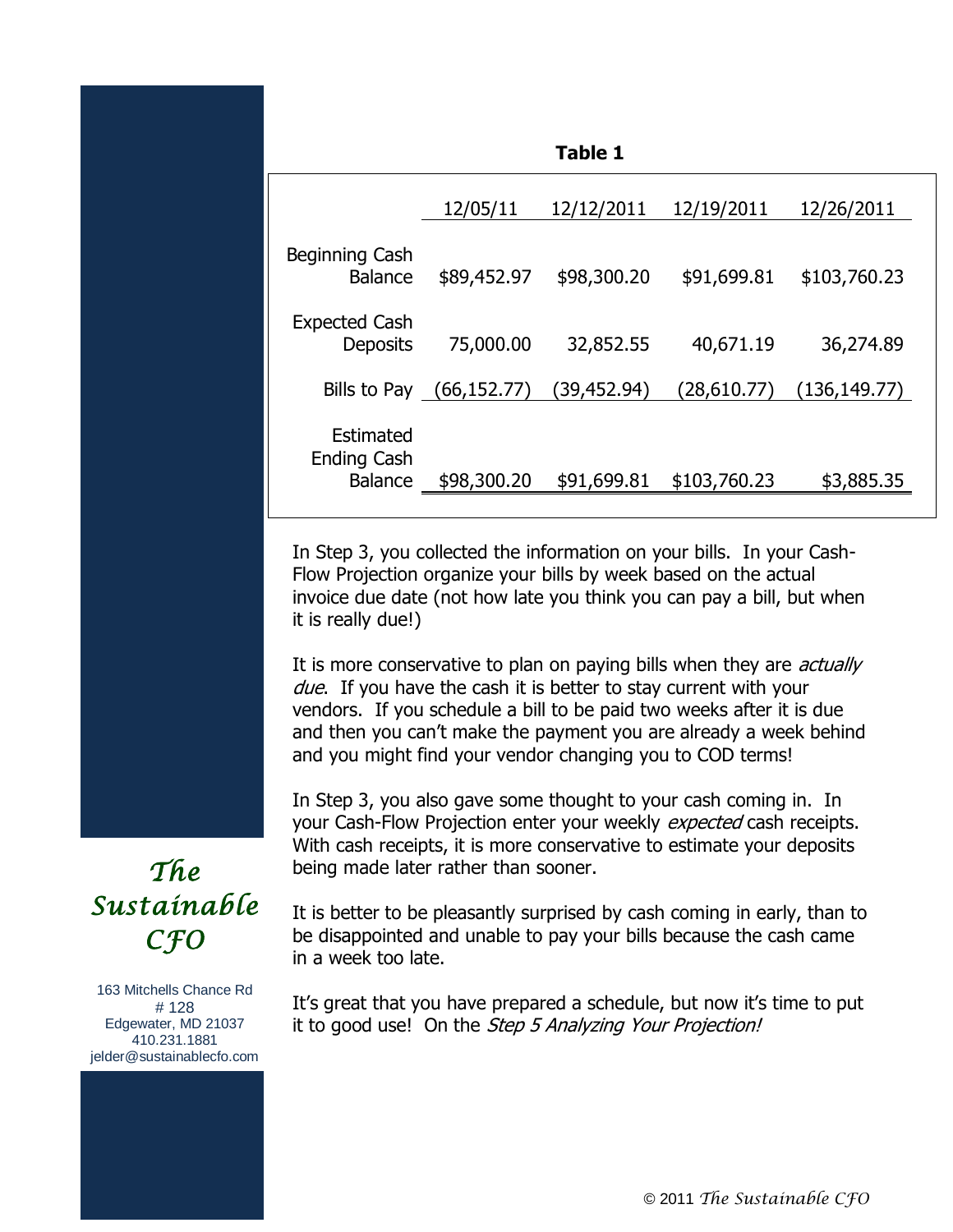**Table 1**

| | 12/05/11 | 12/12/2011 | 12/19/2011 | 12/26/2011 |
|---|---|---|---|---|
| Beginning Cash Balance | $89,452.97 | $98,300.20 | $91,699.81 | $103,760.23 |
| Expected Cash Deposits | 75,000.00 | 32,852.55 | 40,671.19 | 36,274.89 |
| Bills to Pay | (66,152.77) | (39,452.94) | (28,610.77) | (136,149.77) |
| Estimated Ending Cash Balance | $98,300.20 | $91,699.81 | $103,760.23 | $3,885.35 |

In Step 3, you collected the information on your bills. In your Cash-Flow Projection organize your bills by week based on the actual invoice due date (not how late you think you can pay a bill, but when it is really due!)

It is more conservative to plan on paying bills when they are *actually due*. If you have the cash it is better to stay current with your vendors. If you schedule a bill to be paid two weeks after it is due and then you can't make the payment you are already a week behind and you might find your vendor changing you to COD terms!

In Step 3, you also gave some thought to your cash coming in. In your Cash-Flow Projection enter your weekly *expected* cash receipts. With cash receipts, it is more conservative to estimate your deposits being made later rather than sooner.

It is better to be pleasantly surprised by cash coming in early, than to be disappointed and unable to pay your bills because the cash came in a week too late.

It's great that you have prepared a schedule, but now it's time to put it to good use! On the *Step 5 Analyzing Your Projection!*

*The Sustainable CFO*

163 Mitchells Chance Rd
# 128
Edgewater, MD 21037
410.231.1881
jelder@sustainablecfo.com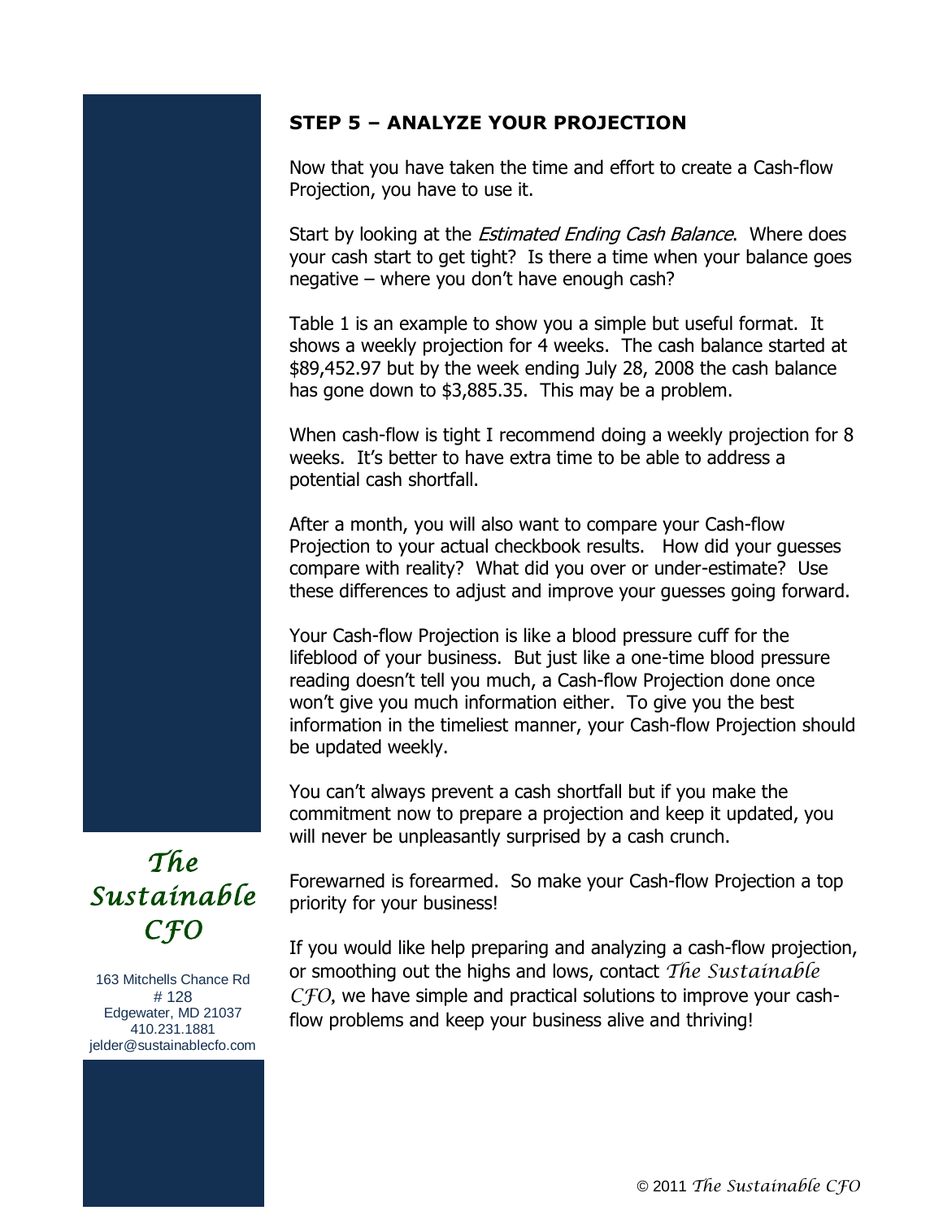## STEP 5 – ANALYZE YOUR PROJECTION

Now that you have taken the time and effort to create a Cash-flow Projection, you have to use it.

Start by looking at the *Estimated Ending Cash Balance*. Where does your cash start to get tight? Is there a time when your balance goes negative – where you don't have enough cash?

Table 1 is an example to show you a simple but useful format. It shows a weekly projection for 4 weeks. The cash balance started at $89,452.97 but by the week ending July 28, 2008 the cash balance has gone down to $3,885.35. This may be a problem.

When cash-flow is tight I recommend doing a weekly projection for 8 weeks. It's better to have extra time to be able to address a potential cash shortfall.

After a month, you will also want to compare your Cash-flow Projection to your actual checkbook results. How did your guesses compare with reality? What did you over or under-estimate? Use these differences to adjust and improve your guesses going forward.

Your Cash-flow Projection is like a blood pressure cuff for the lifeblood of your business. But just like a one-time blood pressure reading doesn't tell you much, a Cash-flow Projection done once won't give you much information either. To give you the best information in the timeliest manner, your Cash-flow Projection should be updated weekly.

You can't always prevent a cash shortfall but if you make the commitment now to prepare a projection and keep it updated, you will never be unpleasantly surprised by a cash crunch.

Forewarned is forearmed. So make your Cash-flow Projection a top priority for your business!

If you would like help preparing and analyzing a cash-flow projection, or smoothing out the highs and lows, contact *The Sustainable CFO*, we have simple and practical solutions to improve your cash-flow problems and keep your business alive and thriving!

*The Sustainable CFO*

163 Mitchells Chance Rd
# 128
Edgewater, MD 21037
410.231.1881
jelder@sustainablecfo.com

© 2011 *The Sustainable CFO*